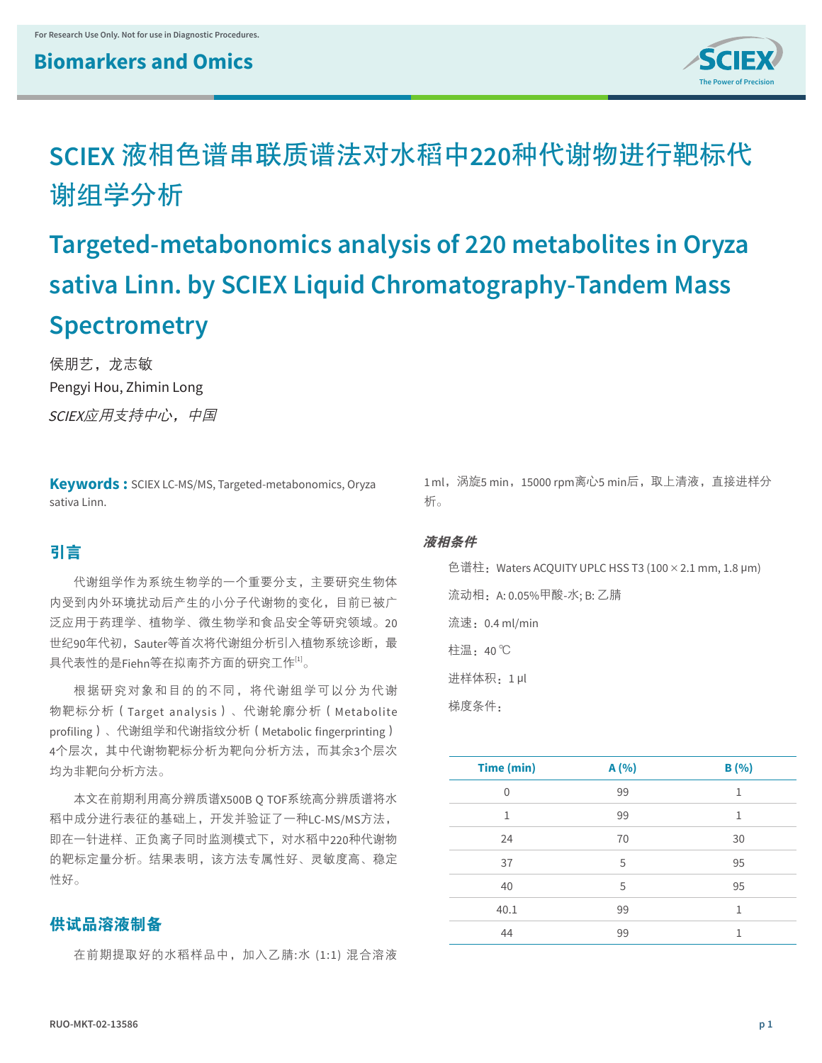# SCIEX 液相色谱串联质谱法对水稻中220种代谢物进行靶标代谢组学分析

# Targeted-metabonomics analysis of 220 metabolites in Oryza sativa Linn. by SCIEX Liquid Chromatography-Tandem Mass Spectrometry

侯朋艺，龙志敏

Pengyi Hou, Zhimin Long

*SCIEX应用支持中心，中国*

**Keywords：** SCIEX LC-MS/MS, Targeted-metabonomics, Oryza sativa Linn.

## 引言

代谢组学作为系统生物学的一个重要分支，主要研究生物体内受到内外环境扰动后产生的小分子代谢物的变化，目前已被广泛应用于药理学、植物学、微生物学和食品安全等研究领域。20世纪90年代初，Sauter等首次将代谢组分析引入植物系统诊断，最具代表性的是Fiehn等在拟南芥方面的研究工作[1]。

根据研究对象和目的的不同，将代谢组学可以分为代谢物靶标分析（Target analysis）、代谢轮廓分析（Metabolite profiling）、代谢组学和代谢指纹分析（Metabolic fingerprinting）4个层次，其中代谢物靶标分析为靶向分析方法，而其余3个层次均为非靶向分析方法。

本文在前期利用高分辨质谱X500B Q TOF系统高分辨质谱将水稻中成分进行表征的基础上，开发并验证了一种LC-MS/MS方法，即在一针进样、正负离子同时监测模式下，对水稻中220种代谢物的靶标定量分析。结果表明，该方法专属性好、灵敏度高、稳定性好。

## 供试品溶液制备

在前期提取好的水稻样品中，加入乙腈:水 (1:1) 混合溶液1 ml，涡旋5 min，15000 rpm离心5 min后，取上清液，直接进样分析。

### *液相条件*

色谱柱：Waters ACQUITY UPLC HSS T3 (100 × 2.1 mm, 1.8 μm)

流动相：A: 0.05%甲酸-水; B: 乙腈

流速：0.4 ml/min

柱温：40 ℃

进样体积：1 μl

梯度条件：

| Time (min) | A (%) | B (%) |
|---|---|---|
| 0 | 99 | 1 |
| 1 | 99 | 1 |
| 24 | 70 | 30 |
| 37 | 5 | 95 |
| 40 | 5 | 95 |
| 40.1 | 99 | 1 |
| 44 | 99 | 1 |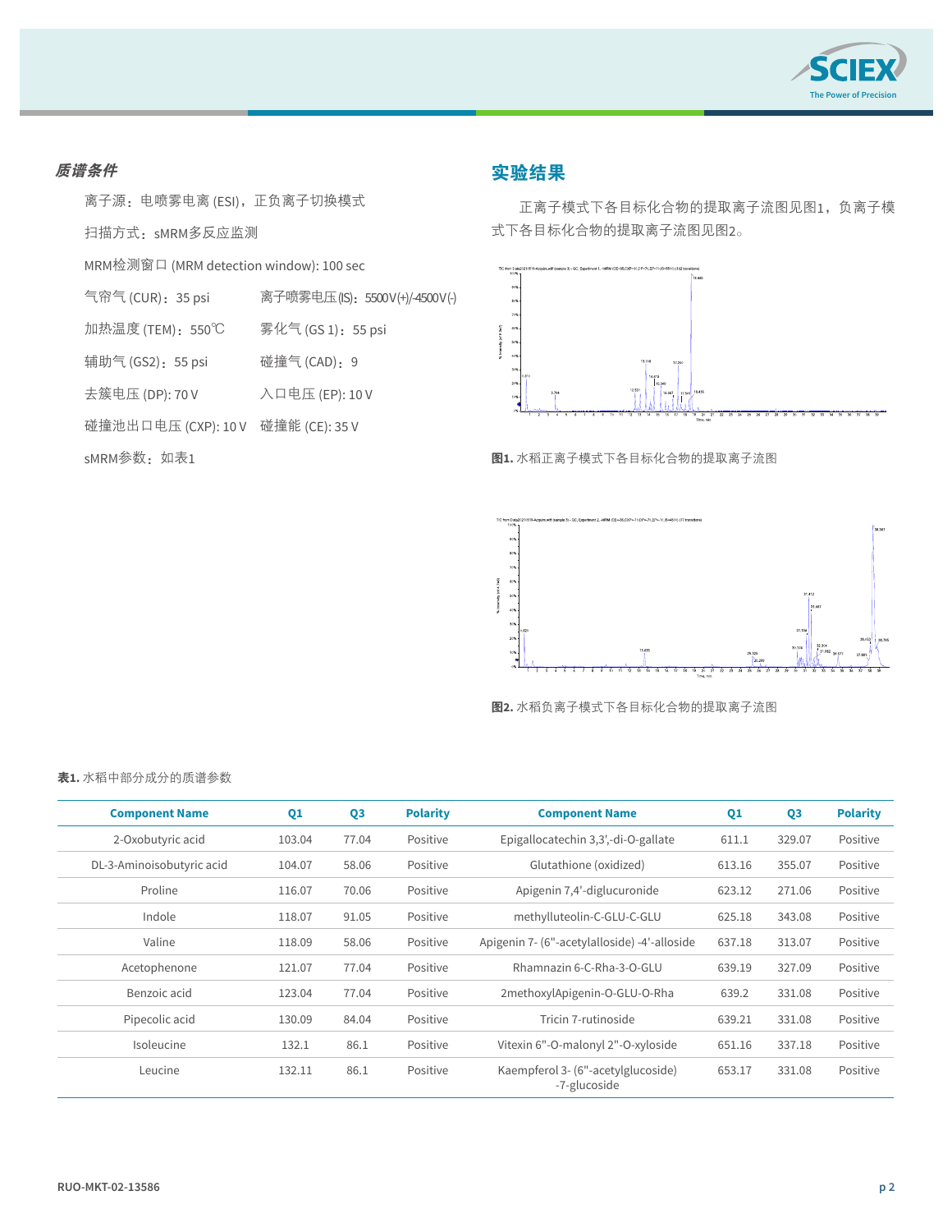### *质谱条件*

离子源：电喷雾电离 (ESI)，正负离子切换模式

扫描方式：sMRM多反应监测

MRM检测窗口 (MRM detection window): 100 sec

气帘气 (CUR)：35 psi　　离子喷雾电压(IS)：5500 V(+)/-4500 V(-)

加热温度 (TEM)：550℃　　雾化气 (GS 1)：55 psi

辅助气 (GS2)：55 psi　　碰撞气 (CAD)：9

去簇电压 (DP): 70 V　　入口电压 (EP): 10 V

碰撞池出口电压 (CXP): 10 V　　碰撞能 (CE): 35 V

sMRM参数：如表1

## 实验结果

正离子模式下各目标化合物的提取离子流图见图1，负离子模式下各目标化合物的提取离子流图见图2。

**图1.** 水稻正离子模式下各目标化合物的提取离子流图

**图2.** 水稻负离子模式下各目标化合物的提取离子流图

**表1.** 水稻中部分成分的质谱参数

| Component Name | Q1 | Q3 | Polarity | Component Name | Q1 | Q3 | Polarity |
|---|---|---|---|---|---|---|---|
| 2-Oxobutyric acid | 103.04 | 77.04 | Positive | Epigallocatechin 3,3',-di-O-gallate | 611.1 | 329.07 | Positive |
| DL-3-Aminoisobutyric acid | 104.07 | 58.06 | Positive | Glutathione (oxidized) | 613.16 | 355.07 | Positive |
| Proline | 116.07 | 70.06 | Positive | Apigenin 7,4'-diglucuronide | 623.12 | 271.06 | Positive |
| Indole | 118.07 | 91.05 | Positive | methylluteolin-C-GLU-C-GLU | 625.18 | 343.08 | Positive |
| Valine | 118.09 | 58.06 | Positive | Apigenin 7- (6"-acetylalloside) -4'-alloside | 637.18 | 313.07 | Positive |
| Acetophenone | 121.07 | 77.04 | Positive | Rhamnazin 6-C-Rha-3-O-GLU | 639.19 | 327.09 | Positive |
| Benzoic acid | 123.04 | 77.04 | Positive | 2methoxylApigenin-O-GLU-O-Rha | 639.2 | 331.08 | Positive |
| Pipecolic acid | 130.09 | 84.04 | Positive | Tricin 7-rutinoside | 639.21 | 331.08 | Positive |
| Isoleucine | 132.1 | 86.1 | Positive | Vitexin 6"-O-malonyl 2"-O-xyloside | 651.16 | 337.18 | Positive |
| Leucine | 132.11 | 86.1 | Positive | Kaempferol 3- (6"-acetylglucoside) -7-glucoside | 653.17 | 331.08 | Positive |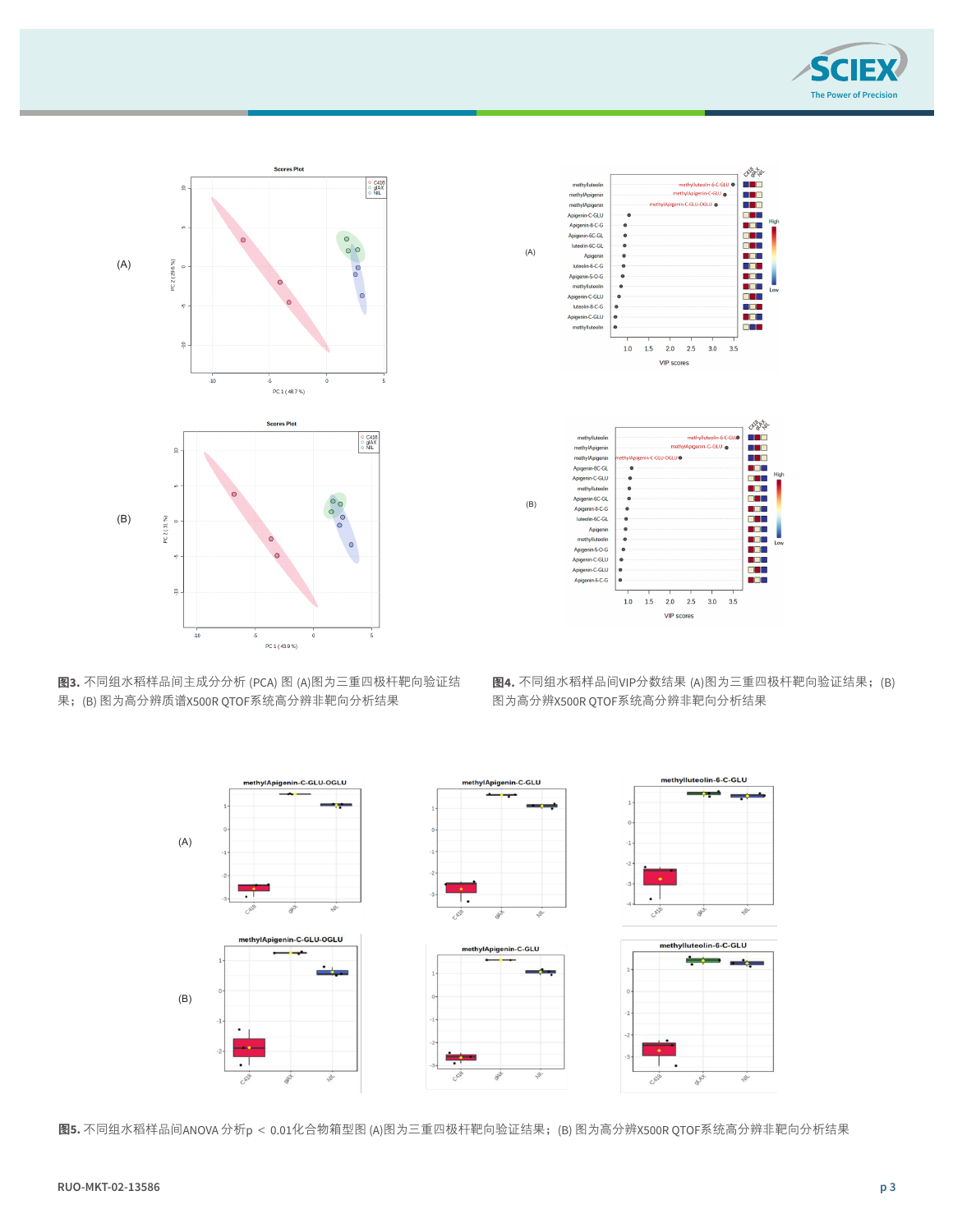**图3.** 不同组水稻样品间主成分分析 (PCA) 图 (A)图为三重四极杆靶向验证结果；(B) 图为高分辨质谱X500R QTOF系统高分辨非靶向分析结果

**图4.** 不同组水稻样品间VIP分数结果 (A)图为三重四极杆靶向验证结果；(B) 图为高分辨X500R QTOF系统高分辨非靶向分析结果

**图5.** 不同组水稻样品间ANOVA 分析$p < 0.01$化合物箱型图 (A)图为三重四极杆靶向验证结果；(B) 图为高分辨X500R QTOF系统高分辨非靶向分析结果

RUO-MKT-02-13586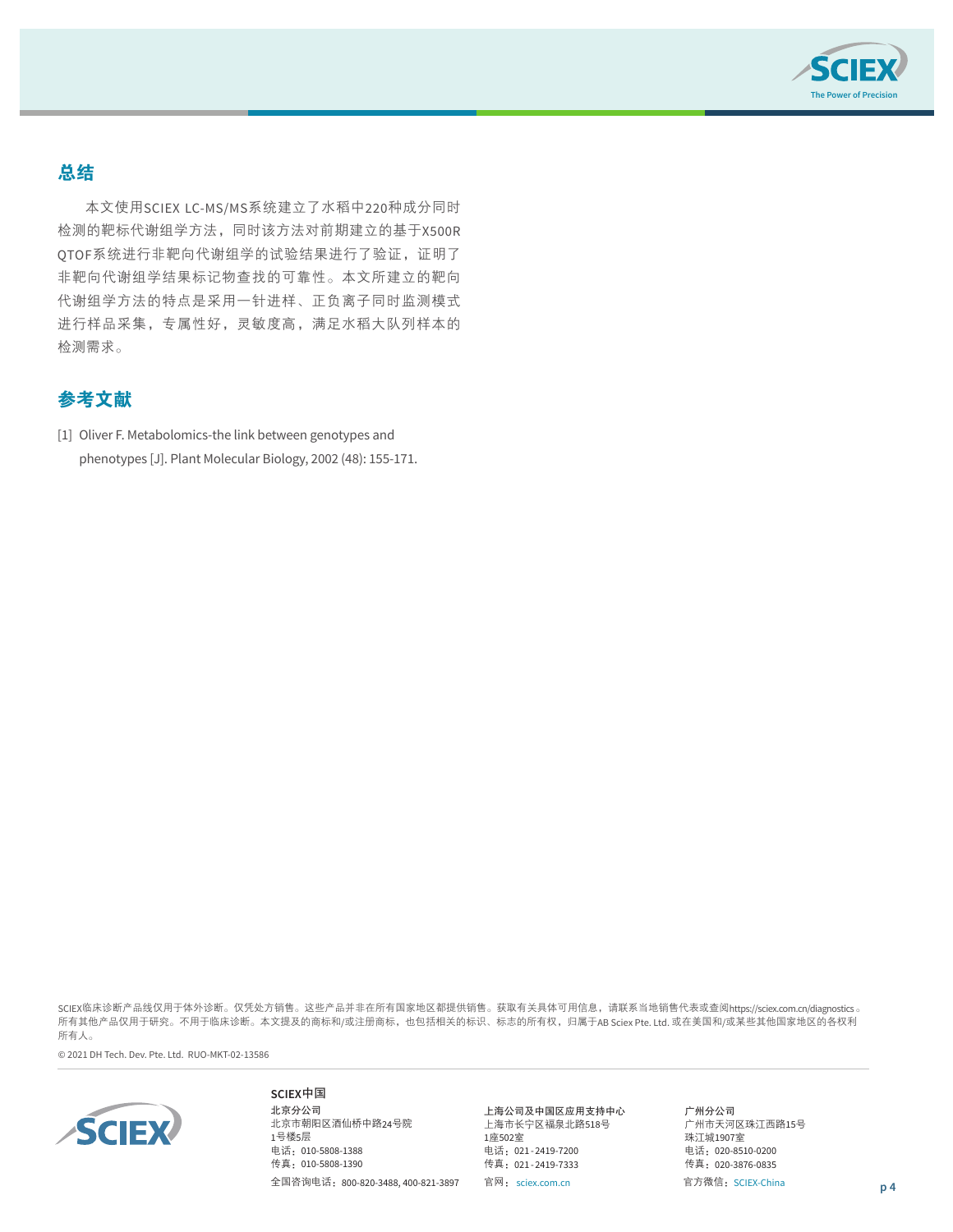## 总结

本文使用SCIEX LC-MS/MS系统建立了水稻中220种成分同时检测的靶标代谢组学方法，同时该方法对前期建立的基于X500R QTOF系统进行非靶向代谢组学的试验结果进行了验证，证明了非靶向代谢组学结果标记物查找的可靠性。本文所建立的靶向代谢组学方法的特点是采用一针进样、正负离子同时监测模式进行样品采集，专属性好，灵敏度高，满足水稻大队列样本的检测需求。

## 参考文献

[1] Oliver F. Metabolomics-the link between genotypes and phenotypes [J]. Plant Molecular Biology, 2002 (48): 155-171.

SCIEX临床诊断产品线仅用于体外诊断。仅凭处方销售。这些产品并非在所有国家地区都提供销售。获取有关具体可用信息，请联系当地销售代表或查阅https://sciex.com.cn/diagnostics。所有其他产品仅用于研究。不用于临床诊断。本文提及的商标和/或注册商标，也包括相关的标识、标志的所有权，归属于AB Sciex Pte. Ltd. 或在美国和/或某些其他国家地区的各权利所有人。

© 2021 DH Tech. Dev. Pte. Ltd. RUO-MKT-02-13586

**SCIEX中国**

**北京分公司**
北京市朝阳区酒仙桥中路24号院
1号楼5层
电话：010-5808-1388
传真：010-5808-1390

**上海公司及中国区应用支持中心**
上海市长宁区福泉北路518号
1座502室
电话：021-2419-7200
传真：021-2419-7333

**广州分公司**
广州市天河区珠江西路15号
珠江城1907室
电话：020-8510-0200
传真：020-3876-0835

全国咨询电话：800-820-3488, 400-821-3897
官网：sciex.com.cn
官方微信：SCIEX-China